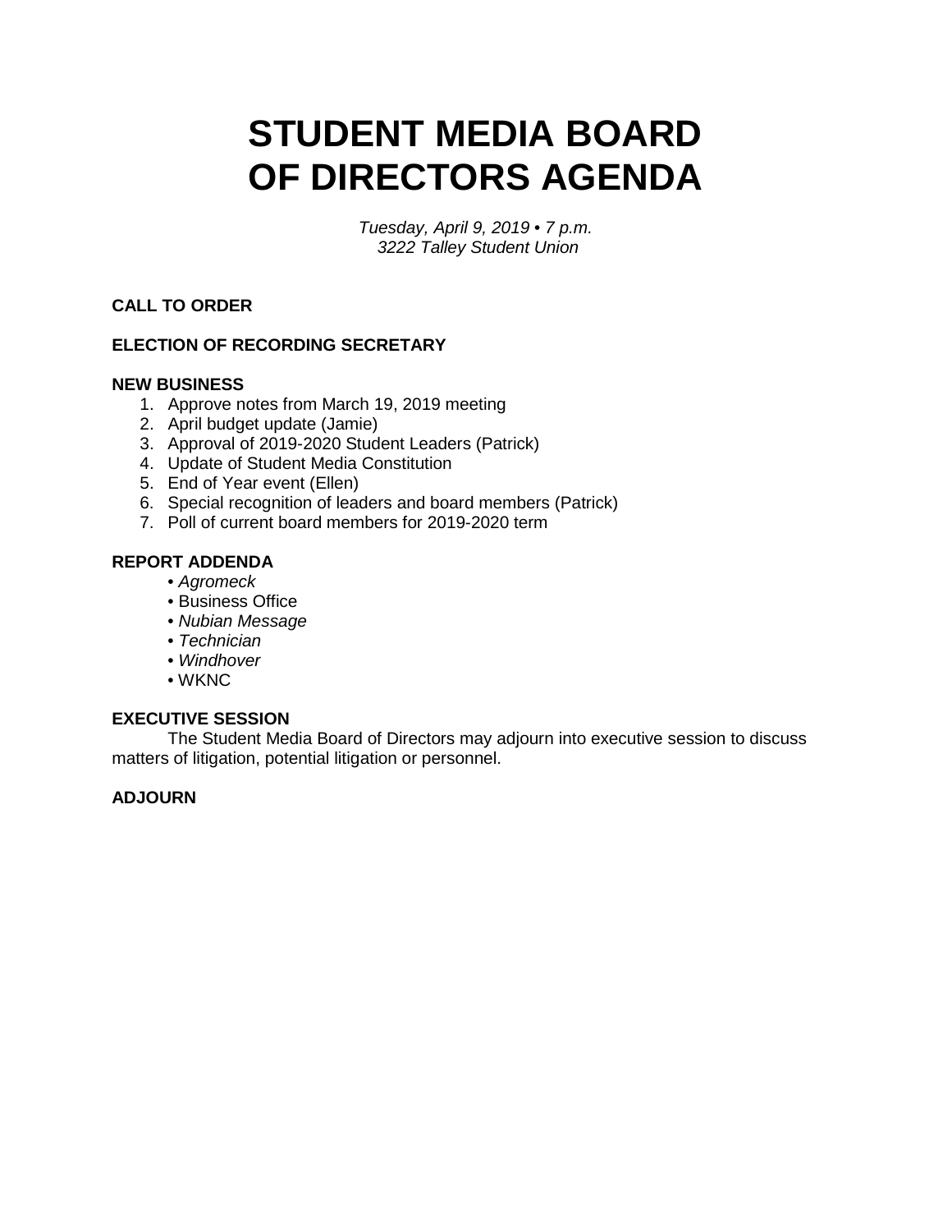# STUDENT MEDIA BOARD OF DIRECTORS AGENDA

*Tuesday, April 9, 2019 • 7 p.m.*
*3222 Talley Student Union*

**CALL TO ORDER**

**ELECTION OF RECORDING SECRETARY**

**NEW BUSINESS**

1. Approve notes from March 19, 2019 meeting
2. April budget update (Jamie)
3. Approval of 2019-2020 Student Leaders (Patrick)
4. Update of Student Media Constitution
5. End of Year event (Ellen)
6. Special recognition of leaders and board members (Patrick)
7. Poll of current board members for 2019-2020 term

**REPORT ADDENDA**

- *Agromeck*
- Business Office
- *Nubian Message*
- *Technician*
- *Windhover*
- WKNC

**EXECUTIVE SESSION**

The Student Media Board of Directors may adjourn into executive session to discuss matters of litigation, potential litigation or personnel.

**ADJOURN**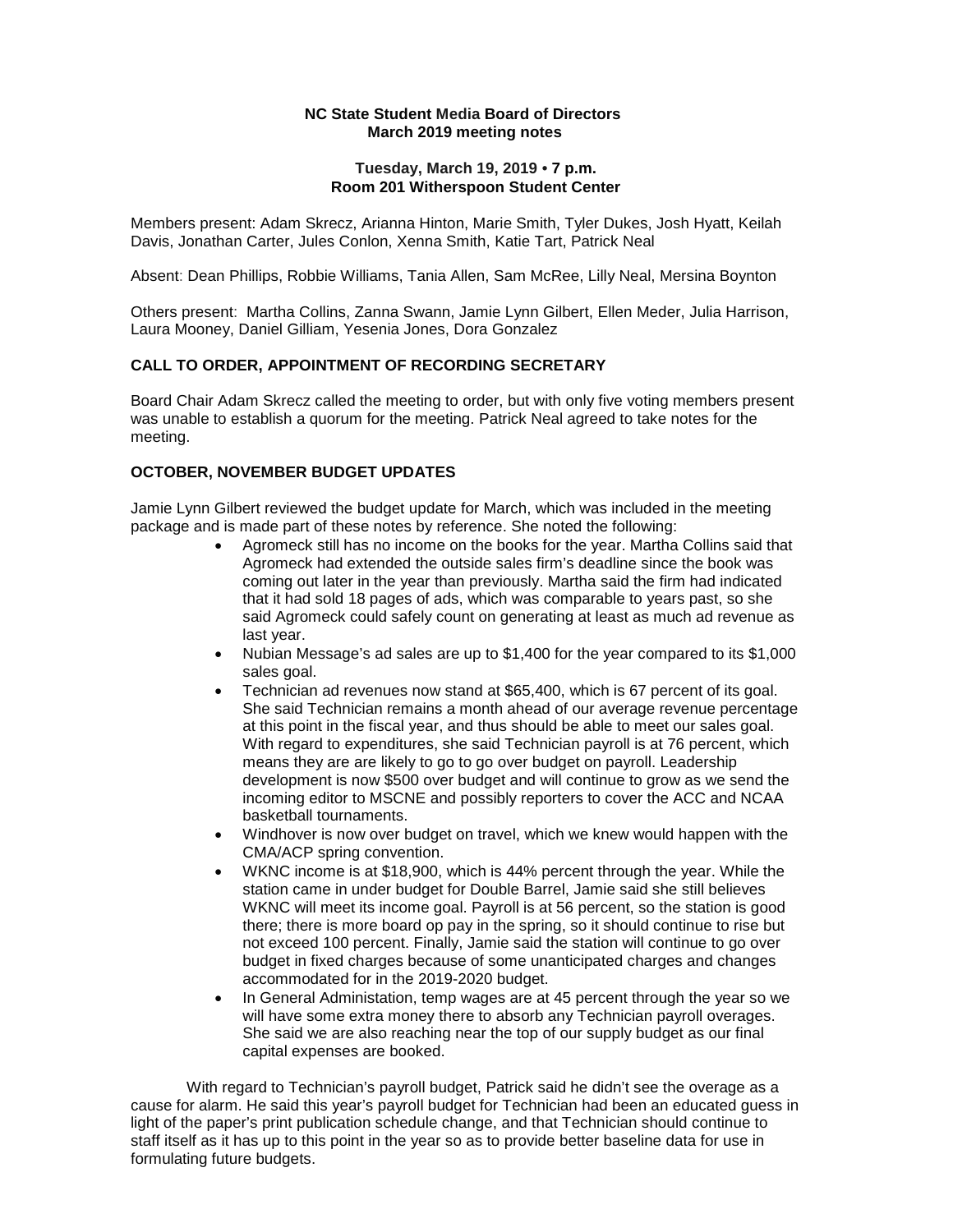**NC State Student Media Board of Directors**
**March 2019 meeting notes**

**Tuesday, March 19, 2019 • 7 p.m.**
**Room 201 Witherspoon Student Center**

Members present: Adam Skrecz, Arianna Hinton, Marie Smith, Tyler Dukes, Josh Hyatt, Keilah Davis, Jonathan Carter, Jules Conlon, Xenna Smith, Katie Tart, Patrick Neal

Absent: Dean Phillips, Robbie Williams, Tania Allen, Sam McRee, Lilly Neal, Mersina Boynton

Others present: Martha Collins, Zanna Swann, Jamie Lynn Gilbert, Ellen Meder, Julia Harrison, Laura Mooney, Daniel Gilliam, Yesenia Jones, Dora Gonzalez

## CALL TO ORDER, APPOINTMENT OF RECORDING SECRETARY

Board Chair Adam Skrecz called the meeting to order, but with only five voting members present was unable to establish a quorum for the meeting. Patrick Neal agreed to take notes for the meeting.

## OCTOBER, NOVEMBER BUDGET UPDATES

Jamie Lynn Gilbert reviewed the budget update for March, which was included in the meeting package and is made part of these notes by reference. She noted the following:

- Agromeck still has no income on the books for the year. Martha Collins said that Agromeck had extended the outside sales firm's deadline since the book was coming out later in the year than previously. Martha said the firm had indicated that it had sold 18 pages of ads, which was comparable to years past, so she said Agromeck could safely count on generating at least as much ad revenue as last year.
- Nubian Message's ad sales are up to $1,400 for the year compared to its $1,000 sales goal.
- Technician ad revenues now stand at $65,400, which is 67 percent of its goal. She said Technician remains a month ahead of our average revenue percentage at this point in the fiscal year, and thus should be able to meet our sales goal. With regard to expenditures, she said Technician payroll is at 76 percent, which means they are are likely to go to go over budget on payroll. Leadership development is now $500 over budget and will continue to grow as we send the incoming editor to MSCNE and possibly reporters to cover the ACC and NCAA basketball tournaments.
- Windhover is now over budget on travel, which we knew would happen with the CMA/ACP spring convention.
- WKNC income is at $18,900, which is 44% percent through the year. While the station came in under budget for Double Barrel, Jamie said she still believes WKNC will meet its income goal. Payroll is at 56 percent, so the station is good there; there is more board op pay in the spring, so it should continue to rise but not exceed 100 percent. Finally, Jamie said the station will continue to go over budget in fixed charges because of some unanticipated charges and changes accommodated for in the 2019-2020 budget.
- In General Administation, temp wages are at 45 percent through the year so we will have some extra money there to absorb any Technician payroll overages. She said we are also reaching near the top of our supply budget as our final capital expenses are booked.

With regard to Technician's payroll budget, Patrick said he didn't see the overage as a cause for alarm. He said this year's payroll budget for Technician had been an educated guess in light of the paper's print publication schedule change, and that Technician should continue to staff itself as it has up to this point in the year so as to provide better baseline data for use in formulating future budgets.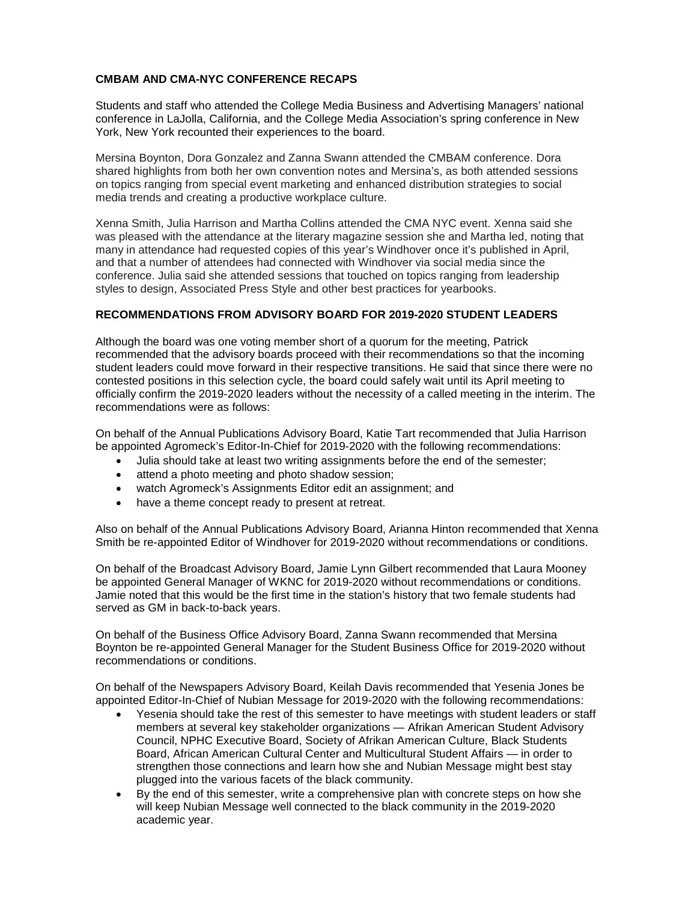**CMBAM AND CMA-NYC CONFERENCE RECAPS**

Students and staff who attended the College Media Business and Advertising Managers' national conference in LaJolla, California, and the College Media Association's spring conference in New York, New York recounted their experiences to the board.

Mersina Boynton, Dora Gonzalez and Zanna Swann attended the CMBAM conference. Dora shared highlights from both her own convention notes and Mersina's, as both attended sessions on topics ranging from special event marketing and enhanced distribution strategies to social media trends and creating a productive workplace culture.

Xenna Smith, Julia Harrison and Martha Collins attended the CMA NYC event. Xenna said she was pleased with the attendance at the literary magazine session she and Martha led, noting that many in attendance had requested copies of this year's Windhover once it's published in April, and that a number of attendees had connected with Windhover via social media since the conference. Julia said she attended sessions that touched on topics ranging from leadership styles to design, Associated Press Style and other best practices for yearbooks.

**RECOMMENDATIONS FROM ADVISORY BOARD FOR 2019-2020 STUDENT LEADERS**

Although the board was one voting member short of a quorum for the meeting, Patrick recommended that the advisory boards proceed with their recommendations so that the incoming student leaders could move forward in their respective transitions. He said that since there were no contested positions in this selection cycle, the board could safely wait until its April meeting to officially confirm the 2019-2020 leaders without the necessity of a called meeting in the interim. The recommendations were as follows:

On behalf of the Annual Publications Advisory Board, Katie Tart recommended that Julia Harrison be appointed Agromeck's Editor-In-Chief for 2019-2020 with the following recommendations:

- Julia should take at least two writing assignments before the end of the semester;
- attend a photo meeting and photo shadow session;
- watch Agromeck's Assignments Editor edit an assignment; and
- have a theme concept ready to present at retreat.

Also on behalf of the Annual Publications Advisory Board, Arianna Hinton recommended that Xenna Smith be re-appointed Editor of Windhover for 2019-2020 without recommendations or conditions.

On behalf of the Broadcast Advisory Board, Jamie Lynn Gilbert recommended that Laura Mooney be appointed General Manager of WKNC for 2019-2020 without recommendations or conditions. Jamie noted that this would be the first time in the station's history that two female students had served as GM in back-to-back years.

On behalf of the Business Office Advisory Board, Zanna Swann recommended that Mersina Boynton be re-appointed General Manager for the Student Business Office for 2019-2020 without recommendations or conditions.

On behalf of the Newspapers Advisory Board, Keilah Davis recommended that Yesenia Jones be appointed Editor-In-Chief of Nubian Message for 2019-2020 with the following recommendations:

- Yesenia should take the rest of this semester to have meetings with student leaders or staff members at several key stakeholder organizations — Afrikan American Student Advisory Council, NPHC Executive Board, Society of Afrikan American Culture, Black Students Board, African American Cultural Center and Multicultural Student Affairs — in order to strengthen those connections and learn how she and Nubian Message might best stay plugged into the various facets of the black community.
- By the end of this semester, write a comprehensive plan with concrete steps on how she will keep Nubian Message well connected to the black community in the 2019-2020 academic year.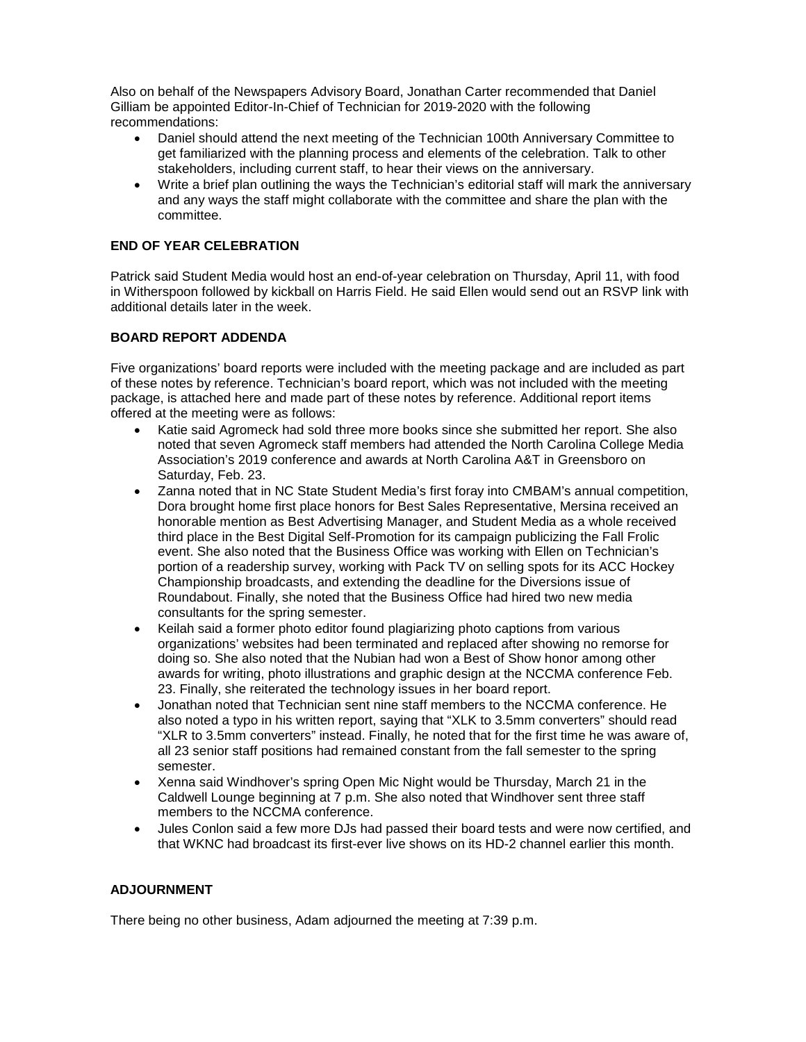Also on behalf of the Newspapers Advisory Board, Jonathan Carter recommended that Daniel Gilliam be appointed Editor-In-Chief of Technician for 2019-2020 with the following recommendations:

- Daniel should attend the next meeting of the Technician 100th Anniversary Committee to get familiarized with the planning process and elements of the celebration. Talk to other stakeholders, including current staff, to hear their views on the anniversary.
- Write a brief plan outlining the ways the Technician's editorial staff will mark the anniversary and any ways the staff might collaborate with the committee and share the plan with the committee.

**END OF YEAR CELEBRATION**

Patrick said Student Media would host an end-of-year celebration on Thursday, April 11, with food in Witherspoon followed by kickball on Harris Field. He said Ellen would send out an RSVP link with additional details later in the week.

**BOARD REPORT ADDENDA**

Five organizations' board reports were included with the meeting package and are included as part of these notes by reference. Technician's board report, which was not included with the meeting package, is attached here and made part of these notes by reference. Additional report items offered at the meeting were as follows:

- Katie said Agromeck had sold three more books since she submitted her report. She also noted that seven Agromeck staff members had attended the North Carolina College Media Association's 2019 conference and awards at North Carolina A&T in Greensboro on Saturday, Feb. 23.
- Zanna noted that in NC State Student Media's first foray into CMBAM's annual competition, Dora brought home first place honors for Best Sales Representative, Mersina received an honorable mention as Best Advertising Manager, and Student Media as a whole received third place in the Best Digital Self-Promotion for its campaign publicizing the Fall Frolic event. She also noted that the Business Office was working with Ellen on Technician's portion of a readership survey, working with Pack TV on selling spots for its ACC Hockey Championship broadcasts, and extending the deadline for the Diversions issue of Roundabout. Finally, she noted that the Business Office had hired two new media consultants for the spring semester.
- Keilah said a former photo editor found plagiarizing photo captions from various organizations' websites had been terminated and replaced after showing no remorse for doing so. She also noted that the Nubian had won a Best of Show honor among other awards for writing, photo illustrations and graphic design at the NCCMA conference Feb. 23. Finally, she reiterated the technology issues in her board report.
- Jonathan noted that Technician sent nine staff members to the NCCMA conference. He also noted a typo in his written report, saying that "XLK to 3.5mm converters" should read "XLR to 3.5mm converters" instead. Finally, he noted that for the first time he was aware of, all 23 senior staff positions had remained constant from the fall semester to the spring semester.
- Xenna said Windhover's spring Open Mic Night would be Thursday, March 21 in the Caldwell Lounge beginning at 7 p.m. She also noted that Windhover sent three staff members to the NCCMA conference.
- Jules Conlon said a few more DJs had passed their board tests and were now certified, and that WKNC had broadcast its first-ever live shows on its HD-2 channel earlier this month.

**ADJOURNMENT**

There being no other business, Adam adjourned the meeting at 7:39 p.m.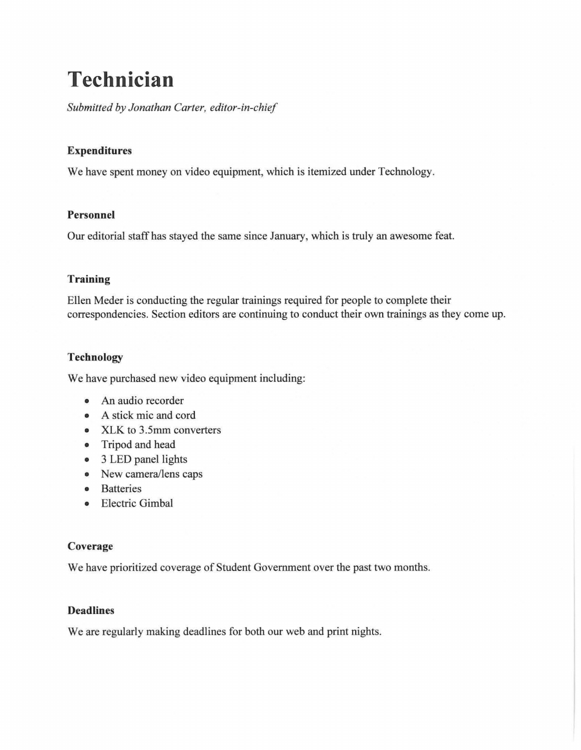# Technician

*Submitted by Jonathan Carter, editor-in-chief*

### Expenditures

We have spent money on video equipment, which is itemized under Technology.

### Personnel

Our editorial staff has stayed the same since January, which is truly an awesome feat.

### Training

Ellen Meder is conducting the regular trainings required for people to complete their correspondencies. Section editors are continuing to conduct their own trainings as they come up.

### Technology

We have purchased new video equipment including:

- An audio recorder
- A stick mic and cord
- XLK to 3.5mm converters
- Tripod and head
- 3 LED panel lights
- New camera/lens caps
- Batteries
- Electric Gimbal

### Coverage

We have prioritized coverage of Student Government over the past two months.

### Deadlines

We are regularly making deadlines for both our web and print nights.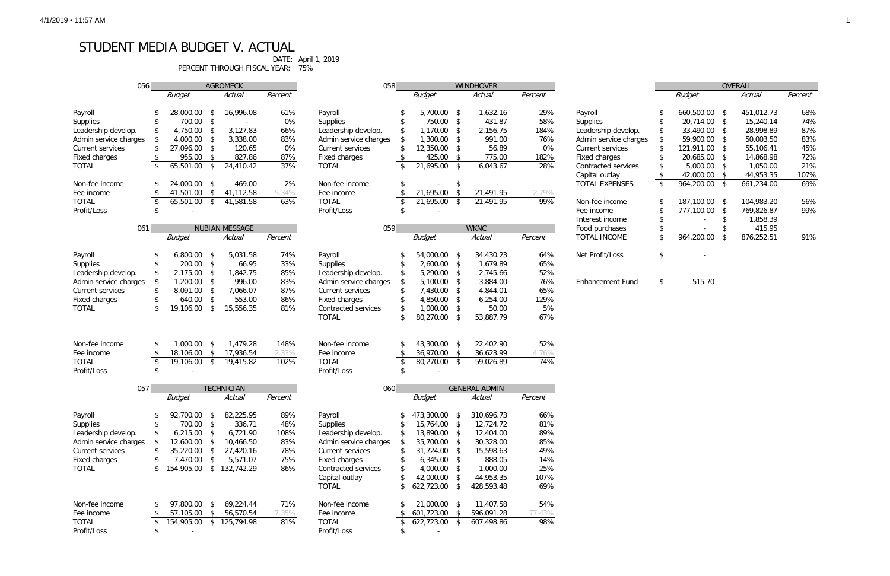# STUDENT MEDIA BUDGET V. ACTUAL

DATE: April 1, 2019
PERCENT THROUGH FISCAL YEAR: 75%

| 056 | AGROMECK | | |
|---|---|---|---|
| | *Budget* | *Actual* | *Percent* |
| Payroll | $ 28,000.00 | $ 16,996.08 | 61% |
| Supplies | $ 700.00 | $ - | 0% |
| Leadership develop. | $ 4,750.00 | $ 3,127.83 | 66% |
| Admin service charges | $ 4,000.00 | $ 3,338.00 | 83% |
| Current services | $ 27,096.00 | $ 120.65 | 0% |
| Fixed charges | $ 955.00 | $ 827.86 | 87% |
| TOTAL | $ 65,501.00 | $ 24,410.42 | 37% |
| Non-fee income | $ 24,000.00 | $ 469.00 | 2% |
| Fee income | $ 41,501.00 | $ 41,112.58 | 5.34% |
| TOTAL | $ 65,501.00 | $ 41,581.58 | 63% |
| Profit/Loss | $ - | | |

| 061 | NUBIAN MESSAGE | | |
|---|---|---|---|
| | *Budget* | *Actual* | *Percent* |
| Payroll | $ 6,800.00 | $ 5,031.58 | 74% |
| Supplies | $ 200.00 | $ 66.95 | 33% |
| Leadership develop. | $ 2,175.00 | $ 1,842.75 | 85% |
| Admin service charges | $ 1,200.00 | $ 996.00 | 83% |
| Current services | $ 8,091.00 | $ 7,066.07 | 87% |
| Fixed charges | $ 640.00 | $ 553.00 | 86% |
| TOTAL | $ 19,106.00 | $ 15,556.35 | 81% |
| Non-fee income | $ 1,000.00 | $ 1,479.28 | 148% |
| Fee income | $ 18,106.00 | $ 17,936.54 | 2.33% |
| TOTAL | $ 19,106.00 | $ 19,415.82 | 102% |
| Profit/Loss | $ - | | |

| 057 | TECHNICIAN | | |
|---|---|---|---|
| | *Budget* | *Actual* | *Percent* |
| Payroll | $ 92,700.00 | $ 82,225.95 | 89% |
| Supplies | $ 700.00 | $ 336.71 | 48% |
| Leadership develop. | $ 6,215.00 | $ 6,721.90 | 108% |
| Admin service charges | $ 12,600.00 | $ 10,466.50 | 83% |
| Current services | $ 35,220.00 | $ 27,420.16 | 78% |
| Fixed charges | $ 7,470.00 | $ 5,571.07 | 75% |
| TOTAL | $ 154,905.00 | $ 132,742.29 | 86% |
| Non-fee income | $ 97,800.00 | $ 69,224.44 | 71% |
| Fee income | $ 57,105.00 | $ 56,570.54 | 7.35% |
| TOTAL | $ 154,905.00 | $ 125,794.98 | 81% |
| Profit/Loss | $ - | | |

| 058 | WINDHOVER | | |
|---|---|---|---|
| | *Budget* | *Actual* | *Percent* |
| Payroll | $ 5,700.00 | $ 1,632.16 | 29% |
| Supplies | $ 750.00 | $ 431.87 | 58% |
| Leadership develop. | $ 1,170.00 | $ 2,156.75 | 184% |
| Admin service charges | $ 1,300.00 | $ 991.00 | 76% |
| Current services | $ 12,350.00 | $ 56.89 | 0% |
| Fixed charges | $ 425.00 | $ 775.00 | 182% |
| TOTAL | $ 21,695.00 | $ 6,043.67 | 28% |
| Non-fee income | $ - | $ - | |
| Fee income | $ 21,695.00 | $ 21,491.95 | 2.79% |
| TOTAL | $ 21,695.00 | $ 21,491.95 | 99% |
| Profit/Loss | $ - | | |

| 059 | WKNC | | |
|---|---|---|---|
| | *Budget* | *Actual* | *Percent* |
| Payroll | $ 54,000.00 | $ 34,430.23 | 64% |
| Supplies | $ 2,600.00 | $ 1,679.89 | 65% |
| Leadership develop. | $ 5,290.00 | $ 2,745.66 | 52% |
| Admin service charges | $ 5,100.00 | $ 3,884.00 | 76% |
| Current services | $ 7,430.00 | $ 4,844.01 | 65% |
| Fixed charges | $ 4,850.00 | $ 6,254.00 | 129% |
| Contracted services | $ 1,000.00 | $ 50.00 | 5% |
| TOTAL | $ 80,270.00 | $ 53,887.79 | 67% |
| Non-fee income | $ 43,300.00 | $ 22,402.90 | 52% |
| Fee income | $ 36,970.00 | $ 36,623.99 | 4.76% |
| TOTAL | $ 80,270.00 | $ 59,026.89 | 74% |
| Profit/Loss | $ - | | |

| 060 | GENERAL ADMIN | | |
|---|---|---|---|
| | *Budget* | *Actual* | *Percent* |
| Payroll | $ 473,300.00 | $ 310,696.73 | 66% |
| Supplies | $ 15,764.00 | $ 12,724.72 | 81% |
| Leadership develop. | $ 13,890.00 | $ 12,404.00 | 89% |
| Admin service charges | $ 35,700.00 | $ 30,328.00 | 85% |
| Current services | $ 31,724.00 | $ 15,598.63 | 49% |
| Fixed charges | $ 6,345.00 | $ 888.05 | 14% |
| Contracted services | $ 4,000.00 | $ 1,000.00 | 25% |
| Capital outlay | $ 42,000.00 | $ 44,953.35 | 107% |
| TOTAL | $ 622,723.00 | $ 428,593.48 | 69% |
| Non-fee income | $ 21,000.00 | $ 11,407.58 | 54% |
| Fee income | $ 601,723.00 | $ 596,091.28 | 77.43% |
| TOTAL | $ 622,723.00 | $ 607,498.86 | 98% |
| Profit/Loss | $ - | | |

| | OVERALL | | |
|---|---|---|---|
| | *Budget* | *Actual* | *Percent* |
| Payroll | $ 660,500.00 | $ 451,012.73 | 68% |
| Supplies | $ 20,714.00 | $ 15,240.14 | 74% |
| Leadership develop. | $ 33,490.00 | $ 28,998.89 | 87% |
| Admin service charges | $ 59,900.00 | $ 50,003.50 | 83% |
| Current services | $ 121,911.00 | $ 55,106.41 | 45% |
| Fixed charges | $ 20,685.00 | $ 14,868.98 | 72% |
| Contracted services | $ 5,000.00 | $ 1,050.00 | 21% |
| Capital outlay | $ 42,000.00 | $ 44,953.35 | 107% |
| TOTAL EXPENSES | $ 964,200.00 | $ 661,234.00 | 69% |
| Non-fee income | $ 187,100.00 | $ 104,983.20 | 56% |
| Fee income | $ 777,100.00 | $ 769,826.87 | 99% |
| Interest income | $ - | $ 1,858.39 | |
| Food purchases | $ - | $ 415.95 | |
| TOTAL INCOME | $ 964,200.00 | $ 876,252.51 | 91% |
| Net Profit/Loss | $ - | | |
| Enhancement Fund | $ 515.70 | | |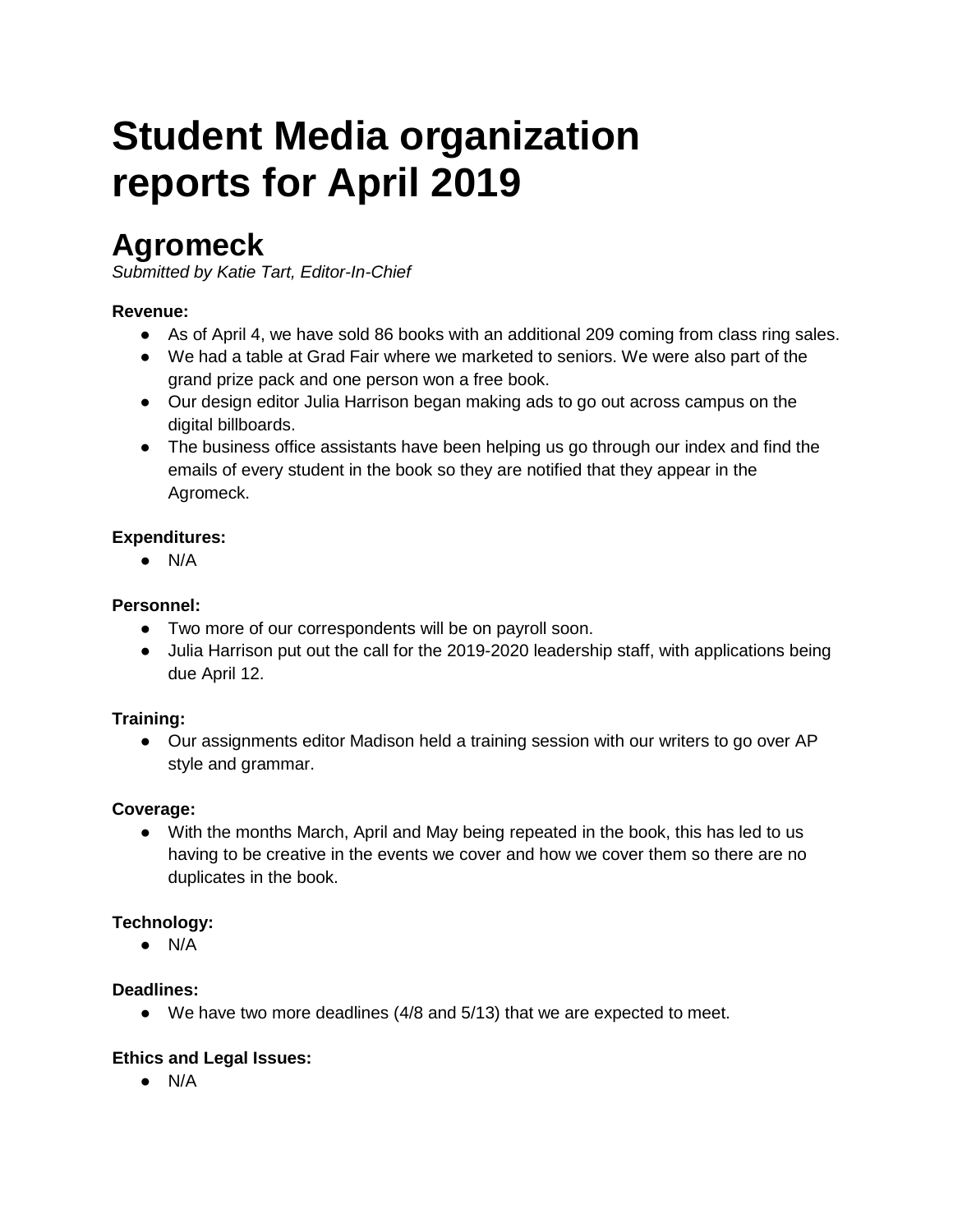# Student Media organization reports for April 2019

## Agromeck

*Submitted by Katie Tart, Editor-In-Chief*

**Revenue:**

- As of April 4, we have sold 86 books with an additional 209 coming from class ring sales.
- We had a table at Grad Fair where we marketed to seniors. We were also part of the grand prize pack and one person won a free book.
- Our design editor Julia Harrison began making ads to go out across campus on the digital billboards.
- The business office assistants have been helping us go through our index and find the emails of every student in the book so they are notified that they appear in the Agromeck.

**Expenditures:**

- N/A

**Personnel:**

- Two more of our correspondents will be on payroll soon.
- Julia Harrison put out the call for the 2019-2020 leadership staff, with applications being due April 12.

**Training:**

- Our assignments editor Madison held a training session with our writers to go over AP style and grammar.

**Coverage:**

- With the months March, April and May being repeated in the book, this has led to us having to be creative in the events we cover and how we cover them so there are no duplicates in the book.

**Technology:**

- N/A

**Deadlines:**

- We have two more deadlines (4/8 and 5/13) that we are expected to meet.

**Ethics and Legal Issues:**

- N/A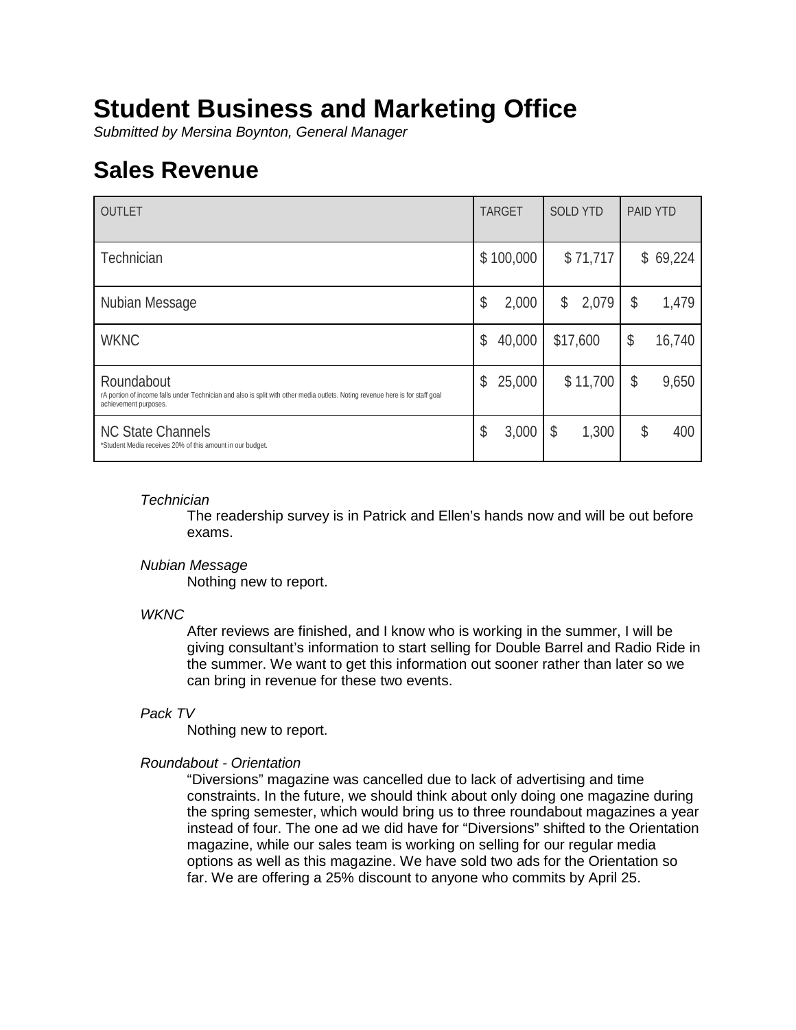# Student Business and Marketing Office

*Submitted by Mersina Boynton, General Manager*

## Sales Revenue

| OUTLET | TARGET | SOLD YTD | PAID YTD |
|---|---|---|---|
| Technician | $ 100,000 | $ 71,717 | $ 69,224 |
| Nubian Message | $ 2,000 | $ 2,079 | $ 1,479 |
| WKNC | $ 40,000 | $17,600 | $ 16,740 |
| Roundabout<br>rA portion of income falls under Technician and also is split with other media outlets. Noting revenue here is for staff goal achievement purposes. | $ 25,000 | $ 11,700 | $ 9,650 |
| NC State Channels<br>*Student Media receives 20% of this amount in our budget. | $ 3,000 | $ 1,300 | $ 400 |

*Technician*

The readership survey is in Patrick and Ellen's hands now and will be out before exams.

*Nubian Message*

Nothing new to report.

*WKNC*

After reviews are finished, and I know who is working in the summer, I will be giving consultant's information to start selling for Double Barrel and Radio Ride in the summer. We want to get this information out sooner rather than later so we can bring in revenue for these two events.

*Pack TV*

Nothing new to report.

*Roundabout - Orientation*

"Diversions" magazine was cancelled due to lack of advertising and time constraints. In the future, we should think about only doing one magazine during the spring semester, which would bring us to three roundabout magazines a year instead of four. The one ad we did have for "Diversions" shifted to the Orientation magazine, while our sales team is working on selling for our regular media options as well as this magazine. We have sold two ads for the Orientation so far. We are offering a 25% discount to anyone who commits by April 25.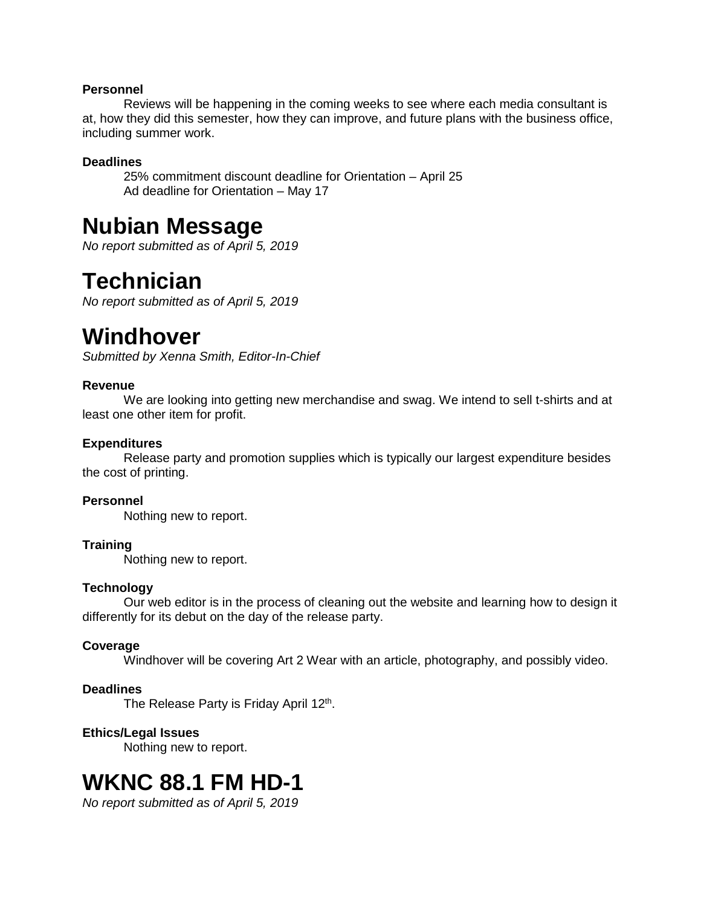**Personnel**

Reviews will be happening in the coming weeks to see where each media consultant is at, how they did this semester, how they can improve, and future plans with the business office, including summer work.

**Deadlines**

25% commitment discount deadline for Orientation – April 25
Ad deadline for Orientation – May 17

# Nubian Message

*No report submitted as of April 5, 2019*

# Technician

*No report submitted as of April 5, 2019*

# Windhover

*Submitted by Xenna Smith, Editor-In-Chief*

**Revenue**

We are looking into getting new merchandise and swag. We intend to sell t-shirts and at least one other item for profit.

**Expenditures**

Release party and promotion supplies which is typically our largest expenditure besides the cost of printing.

**Personnel**

Nothing new to report.

**Training**

Nothing new to report.

**Technology**

Our web editor is in the process of cleaning out the website and learning how to design it differently for its debut on the day of the release party.

**Coverage**

Windhover will be covering Art 2 Wear with an article, photography, and possibly video.

**Deadlines**

The Release Party is Friday April 12th.

**Ethics/Legal Issues**

Nothing new to report.

# WKNC 88.1 FM HD-1

*No report submitted as of April 5, 2019*